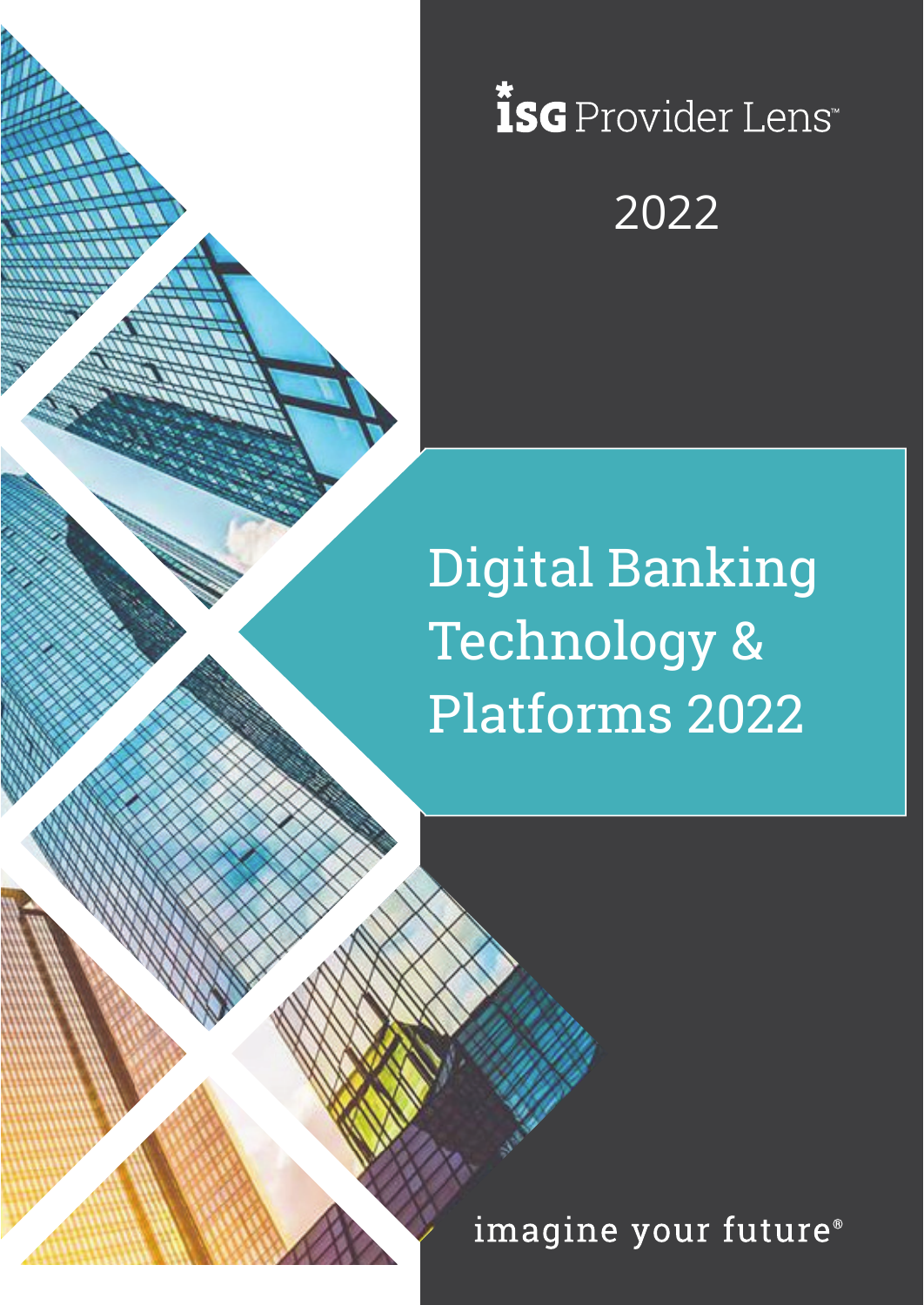ISG Provider Lens™

2022

# Digital Banking Technology & Platforms 2022

imagine your future®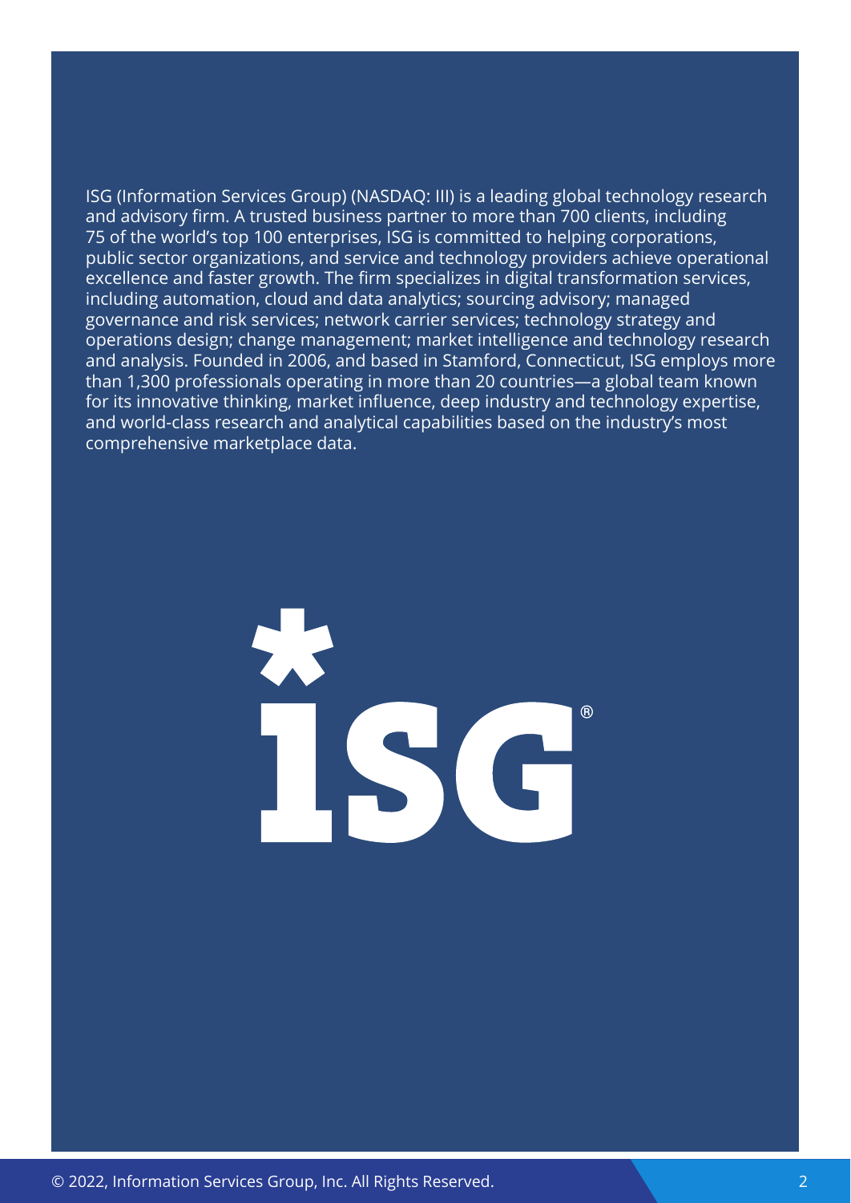ISG (Information Services Group) (NASDAQ: III) is a leading global technology research and advisory firm. A trusted business partner to more than 700 clients, including 75 of the world's top 100 enterprises, ISG is committed to helping corporations, public sector organizations, and service and technology providers achieve operational excellence and faster growth. The firm specializes in digital transformation services, including automation, cloud and data analytics; sourcing advisory; managed governance and risk services; network carrier services; technology strategy and operations design; change management; market intelligence and technology research and analysis. Founded in 2006, and based in Stamford, Connecticut, ISG employs more than 1,300 professionals operating in more than 20 countries—a global team known for its innovative thinking, market influence, deep industry and technology expertise, and world-class research and analytical capabilities based on the industry's most comprehensive marketplace data.

© 2022, Information Services Group, Inc. All Rights Reserved.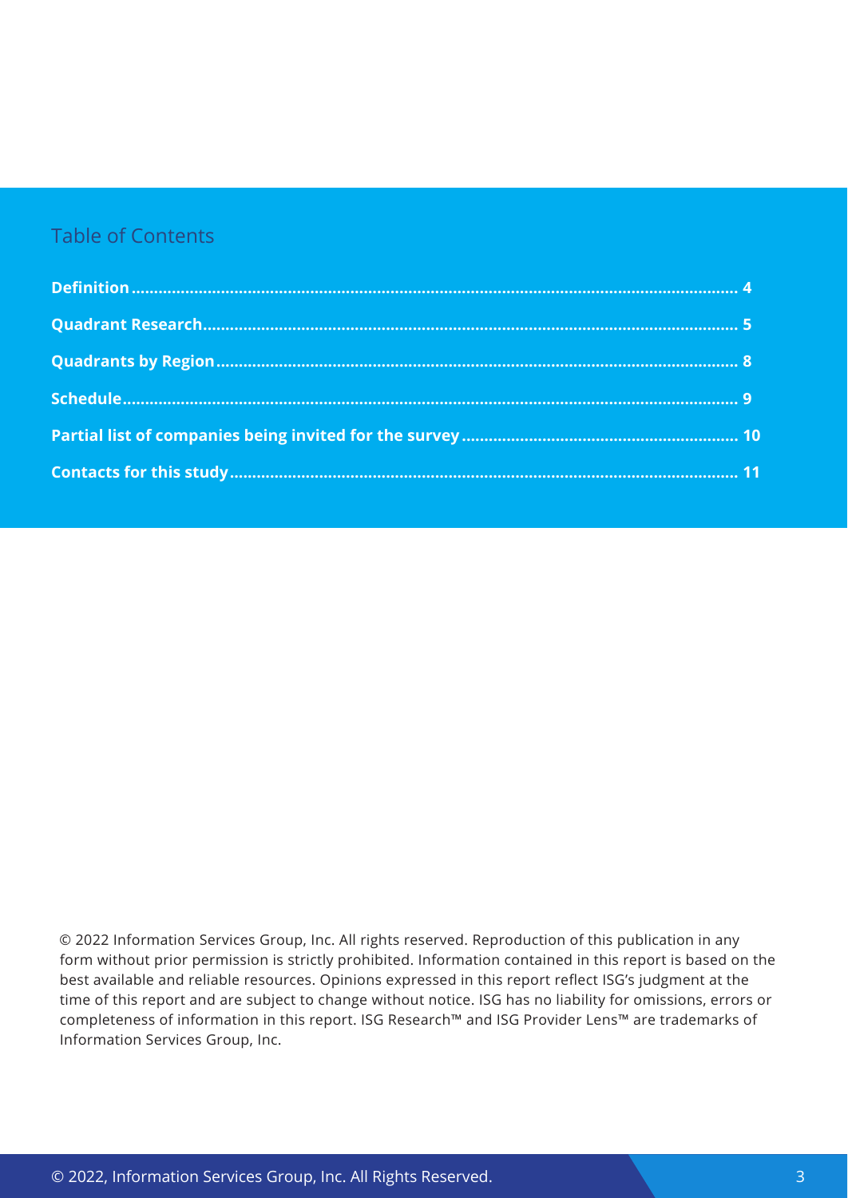## Table of Contents

**Definition** .......... 4

**Quadrant Research** .......... 5

**Quadrants by Region** .......... 8

**Schedule** .......... 9

**Partial list of companies being invited for the survey** .......... 10

**Contacts for this study** .......... 11

© 2022 Information Services Group, Inc. All rights reserved. Reproduction of this publication in any form without prior permission is strictly prohibited. Information contained in this report is based on the best available and reliable resources. Opinions expressed in this report reflect ISG's judgment at the time of this report and are subject to change without notice. ISG has no liability for omissions, errors or completeness of information in this report. ISG Research™ and ISG Provider Lens™ are trademarks of Information Services Group, Inc.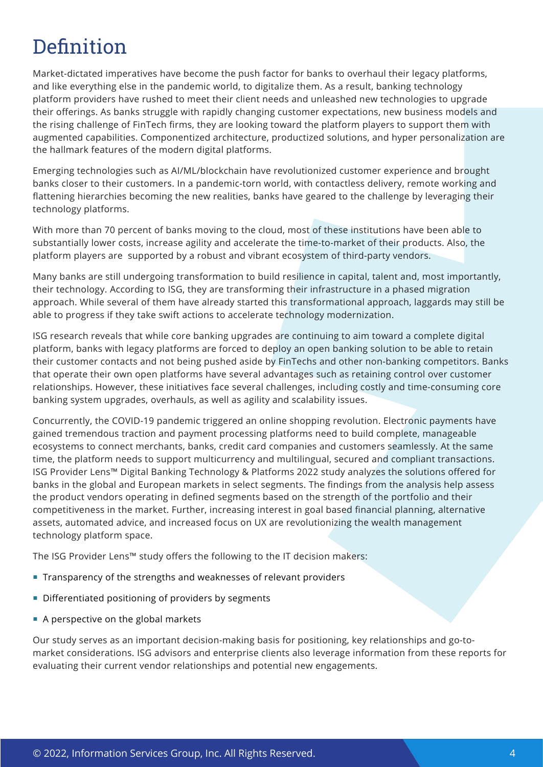# Definition

Market-dictated imperatives have become the push factor for banks to overhaul their legacy platforms, and like everything else in the pandemic world, to digitalize them. As a result, banking technology platform providers have rushed to meet their client needs and unleashed new technologies to upgrade their offerings. As banks struggle with rapidly changing customer expectations, new business models and the rising challenge of FinTech firms, they are looking toward the platform players to support them with augmented capabilities. Componentized architecture, productized solutions, and hyper personalization are the hallmark features of the modern digital platforms.

Emerging technologies such as AI/ML/blockchain have revolutionized customer experience and brought banks closer to their customers. In a pandemic-torn world, with contactless delivery, remote working and flattening hierarchies becoming the new realities, banks have geared to the challenge by leveraging their technology platforms.

With more than 70 percent of banks moving to the cloud, most of these institutions have been able to substantially lower costs, increase agility and accelerate the time-to-market of their products. Also, the platform players are  supported by a robust and vibrant ecosystem of third-party vendors.

Many banks are still undergoing transformation to build resilience in capital, talent and, most importantly, their technology. According to ISG, they are transforming their infrastructure in a phased migration approach. While several of them have already started this transformational approach, laggards may still be able to progress if they take swift actions to accelerate technology modernization.

ISG research reveals that while core banking upgrades are continuing to aim toward a complete digital platform, banks with legacy platforms are forced to deploy an open banking solution to be able to retain their customer contacts and not being pushed aside by FinTechs and other non-banking competitors. Banks that operate their own open platforms have several advantages such as retaining control over customer relationships. However, these initiatives face several challenges, including costly and time-consuming core banking system upgrades, overhauls, as well as agility and scalability issues.

Concurrently, the COVID-19 pandemic triggered an online shopping revolution. Electronic payments have gained tremendous traction and payment processing platforms need to build complete, manageable ecosystems to connect merchants, banks, credit card companies and customers seamlessly. At the same time, the platform needs to support multicurrency and multilingual, secured and compliant transactions. ISG Provider Lens™ Digital Banking Technology & Platforms 2022 study analyzes the solutions offered for banks in the global and European markets in select segments. The findings from the analysis help assess the product vendors operating in defined segments based on the strength of the portfolio and their competitiveness in the market. Further, increasing interest in goal based financial planning, alternative assets, automated advice, and increased focus on UX are revolutionizing the wealth management technology platform space.

The ISG Provider Lens™ study offers the following to the IT decision makers:

- Transparency of the strengths and weaknesses of relevant providers
- Differentiated positioning of providers by segments
- A perspective on the global markets

Our study serves as an important decision-making basis for positioning, key relationships and go-to-market considerations. ISG advisors and enterprise clients also leverage information from these reports for evaluating their current vendor relationships and potential new engagements.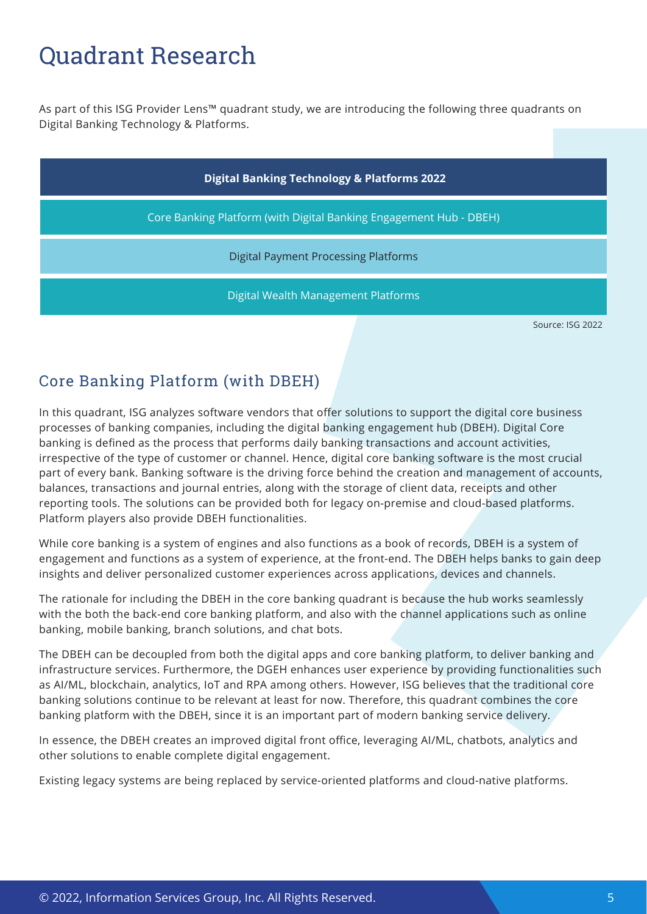# Quadrant Research

As part of this ISG Provider Lens™ quadrant study, we are introducing the following three quadrants on Digital Banking Technology & Platforms.

| Digital Banking Technology & Platforms 2022 |
|---|
| Core Banking Platform (with Digital Banking Engagement Hub - DBEH) |
| Digital Payment Processing Platforms |
| Digital Wealth Management Platforms |

Source: ISG 2022

## Core Banking Platform (with DBEH)

In this quadrant, ISG analyzes software vendors that offer solutions to support the digital core business processes of banking companies, including the digital banking engagement hub (DBEH). Digital Core banking is defined as the process that performs daily banking transactions and account activities, irrespective of the type of customer or channel. Hence, digital core banking software is the most crucial part of every bank. Banking software is the driving force behind the creation and management of accounts, balances, transactions and journal entries, along with the storage of client data, receipts and other reporting tools. The solutions can be provided both for legacy on-premise and cloud-based platforms. Platform players also provide DBEH functionalities.

While core banking is a system of engines and also functions as a book of records, DBEH is a system of engagement and functions as a system of experience, at the front-end. The DBEH helps banks to gain deep insights and deliver personalized customer experiences across applications, devices and channels.

The rationale for including the DBEH in the core banking quadrant is because the hub works seamlessly with the both the back-end core banking platform, and also with the channel applications such as online banking, mobile banking, branch solutions, and chat bots.

The DBEH can be decoupled from both the digital apps and core banking platform, to deliver banking and infrastructure services. Furthermore, the DGEH enhances user experience by providing functionalities such as AI/ML, blockchain, analytics, IoT and RPA among others. However, ISG believes that the traditional core banking solutions continue to be relevant at least for now. Therefore, this quadrant combines the core banking platform with the DBEH, since it is an important part of modern banking service delivery.

In essence, the DBEH creates an improved digital front office, leveraging AI/ML, chatbots, analytics and other solutions to enable complete digital engagement.

Existing legacy systems are being replaced by service-oriented platforms and cloud-native platforms.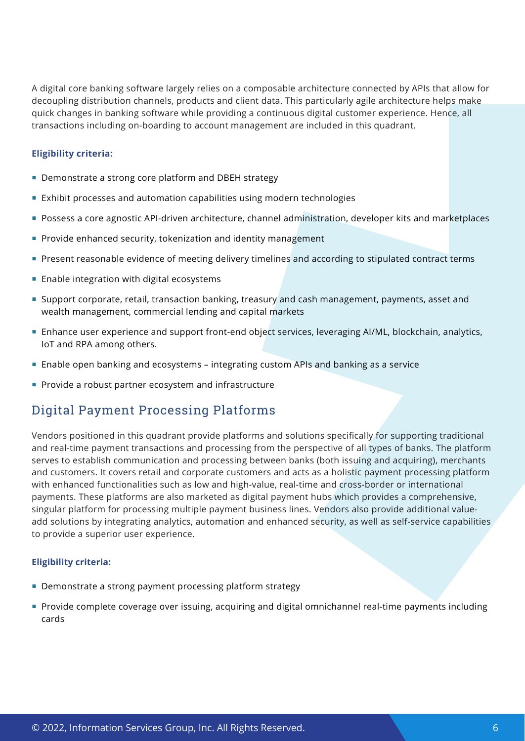A digital core banking software largely relies on a composable architecture connected by APIs that allow for decoupling distribution channels, products and client data. This particularly agile architecture helps make quick changes in banking software while providing a continuous digital customer experience. Hence, all transactions including on-boarding to account management are included in this quadrant.

**Eligibility criteria:**

- Demonstrate a strong core platform and DBEH strategy
- Exhibit processes and automation capabilities using modern technologies
- Possess a core agnostic API-driven architecture, channel administration, developer kits and marketplaces
- Provide enhanced security, tokenization and identity management
- Present reasonable evidence of meeting delivery timelines and according to stipulated contract terms
- Enable integration with digital ecosystems
- Support corporate, retail, transaction banking, treasury and cash management, payments, asset and wealth management, commercial lending and capital markets
- Enhance user experience and support front-end object services, leveraging AI/ML, blockchain, analytics, IoT and RPA among others.
- Enable open banking and ecosystems – integrating custom APIs and banking as a service
- Provide a robust partner ecosystem and infrastructure

## Digital Payment Processing Platforms

Vendors positioned in this quadrant provide platforms and solutions specifically for supporting traditional and real-time payment transactions and processing from the perspective of all types of banks. The platform serves to establish communication and processing between banks (both issuing and acquiring), merchants and customers. It covers retail and corporate customers and acts as a holistic payment processing platform with enhanced functionalities such as low and high-value, real-time and cross-border or international payments. These platforms are also marketed as digital payment hubs which provides a comprehensive, singular platform for processing multiple payment business lines. Vendors also provide additional value-add solutions by integrating analytics, automation and enhanced security, as well as self-service capabilities to provide a superior user experience.

**Eligibility criteria:**

- Demonstrate a strong payment processing platform strategy
- Provide complete coverage over issuing, acquiring and digital omnichannel real-time payments including cards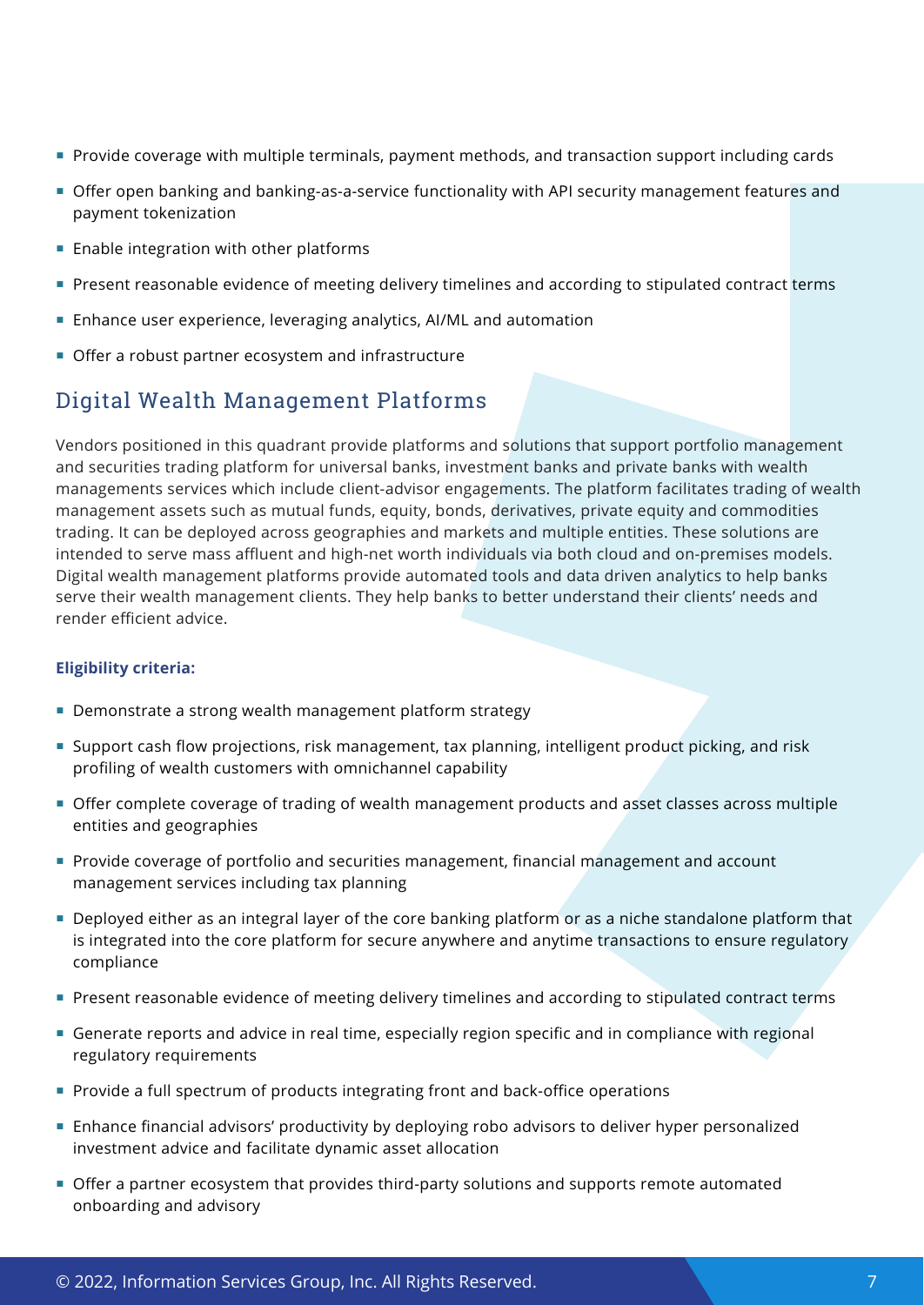- Provide coverage with multiple terminals, payment methods, and transaction support including cards
- Offer open banking and banking-as-a-service functionality with API security management features and payment tokenization
- Enable integration with other platforms
- Present reasonable evidence of meeting delivery timelines and according to stipulated contract terms
- Enhance user experience, leveraging analytics, AI/ML and automation
- Offer a robust partner ecosystem and infrastructure

## Digital Wealth Management Platforms

Vendors positioned in this quadrant provide platforms and solutions that support portfolio management and securities trading platform for universal banks, investment banks and private banks with wealth managements services which include client-advisor engagements. The platform facilitates trading of wealth management assets such as mutual funds, equity, bonds, derivatives, private equity and commodities trading. It can be deployed across geographies and markets and multiple entities. These solutions are intended to serve mass affluent and high-net worth individuals via both cloud and on-premises models. Digital wealth management platforms provide automated tools and data driven analytics to help banks serve their wealth management clients. They help banks to better understand their clients' needs and render efficient advice.

**Eligibility criteria:**

- Demonstrate a strong wealth management platform strategy
- Support cash flow projections, risk management, tax planning, intelligent product picking, and risk profiling of wealth customers with omnichannel capability
- Offer complete coverage of trading of wealth management products and asset classes across multiple entities and geographies
- Provide coverage of portfolio and securities management, financial management and account management services including tax planning
- Deployed either as an integral layer of the core banking platform or as a niche standalone platform that is integrated into the core platform for secure anywhere and anytime transactions to ensure regulatory compliance
- Present reasonable evidence of meeting delivery timelines and according to stipulated contract terms
- Generate reports and advice in real time, especially region specific and in compliance with regional regulatory requirements
- Provide a full spectrum of products integrating front and back-office operations
- Enhance financial advisors' productivity by deploying robo advisors to deliver hyper personalized investment advice and facilitate dynamic asset allocation
- Offer a partner ecosystem that provides third-party solutions and supports remote automated onboarding and advisory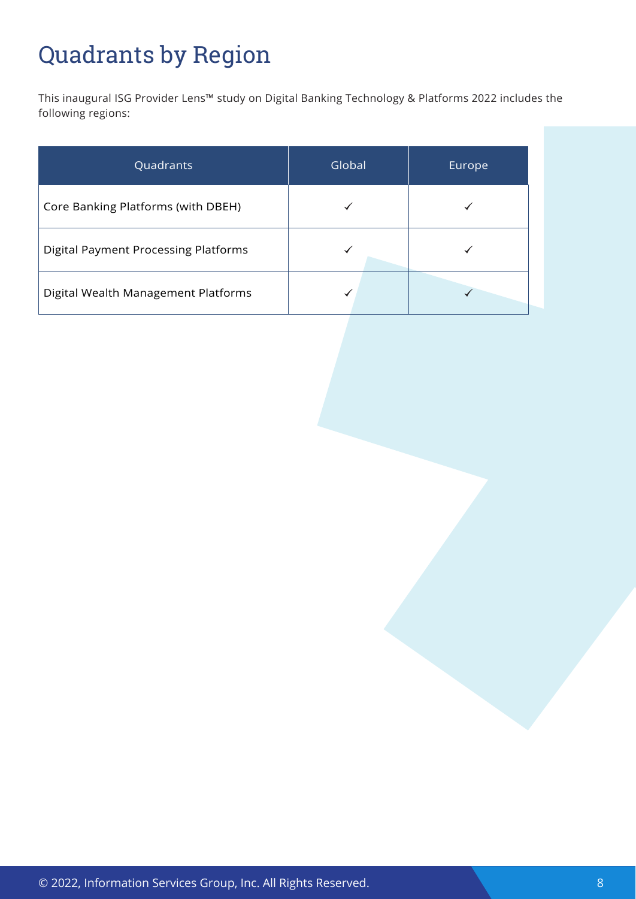# Quadrants by Region

This inaugural ISG Provider Lens™ study on Digital Banking Technology & Platforms 2022 includes the following regions:

| Quadrants | Global | Europe |
| --- | --- | --- |
| Core Banking Platforms (with DBEH) | ✓ | ✓ |
| Digital Payment Processing Platforms | ✓ | ✓ |
| Digital Wealth Management Platforms | ✓ | ✓ |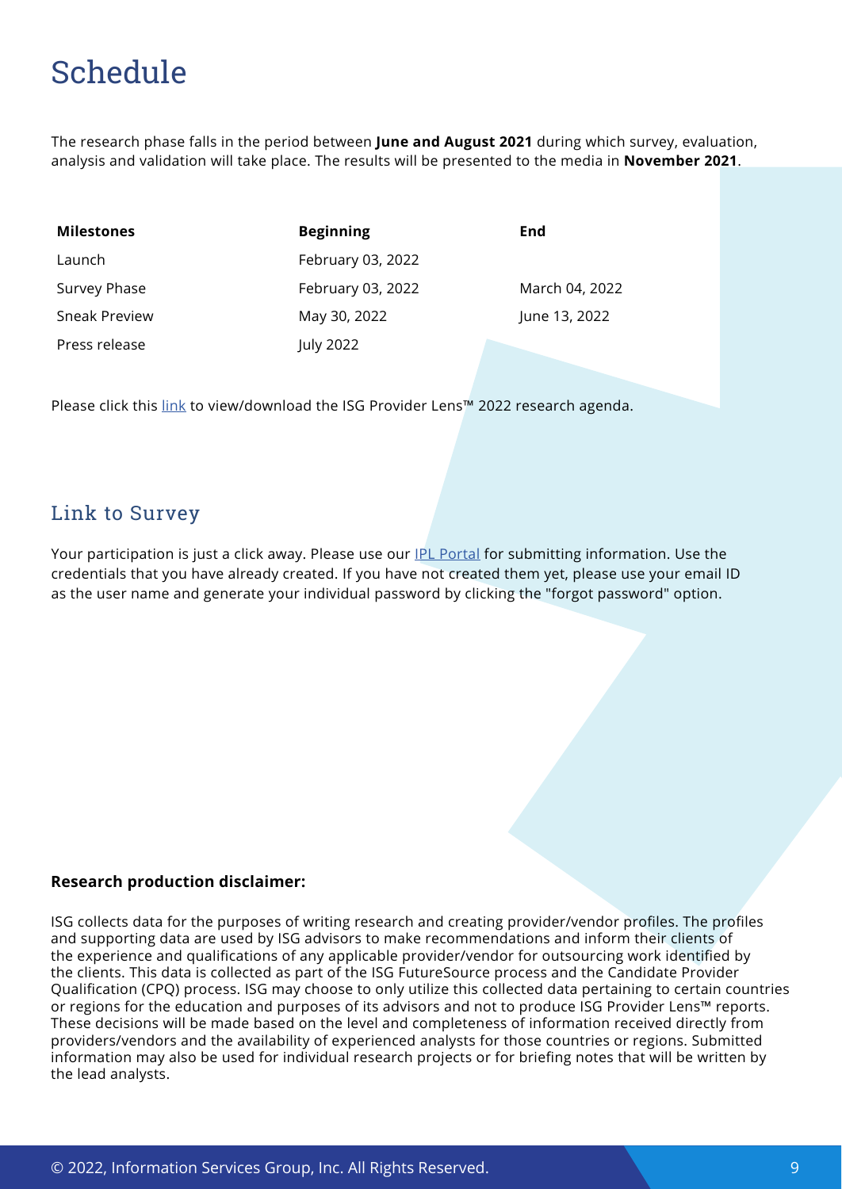# Schedule

The research phase falls in the period between **June and August 2021** during which survey, evaluation, analysis and validation will take place. The results will be presented to the media in **November 2021**.

| Milestones | Beginning | End |
|---|---|---|
| Launch | February 03, 2022 | |
| Survey Phase | February 03, 2022 | March 04, 2022 |
| Sneak Preview | May 30, 2022 | June 13, 2022 |
| Press release | July 2022 | |

Please click this link to view/download the ISG Provider Lens™ 2022 research agenda.

## Link to Survey

Your participation is just a click away. Please use our IPL Portal for submitting information. Use the credentials that you have already created. If you have not created them yet, please use your email ID as the user name and generate your individual password by clicking the "forgot password" option.

**Research production disclaimer:**

ISG collects data for the purposes of writing research and creating provider/vendor profiles. The profiles and supporting data are used by ISG advisors to make recommendations and inform their clients of the experience and qualifications of any applicable provider/vendor for outsourcing work identified by the clients. This data is collected as part of the ISG FutureSource process and the Candidate Provider Qualification (CPQ) process. ISG may choose to only utilize this collected data pertaining to certain countries or regions for the education and purposes of its advisors and not to produce ISG Provider Lens™ reports. These decisions will be made based on the level and completeness of information received directly from providers/vendors and the availability of experienced analysts for those countries or regions. Submitted information may also be used for individual research projects or for briefing notes that will be written by the lead analysts.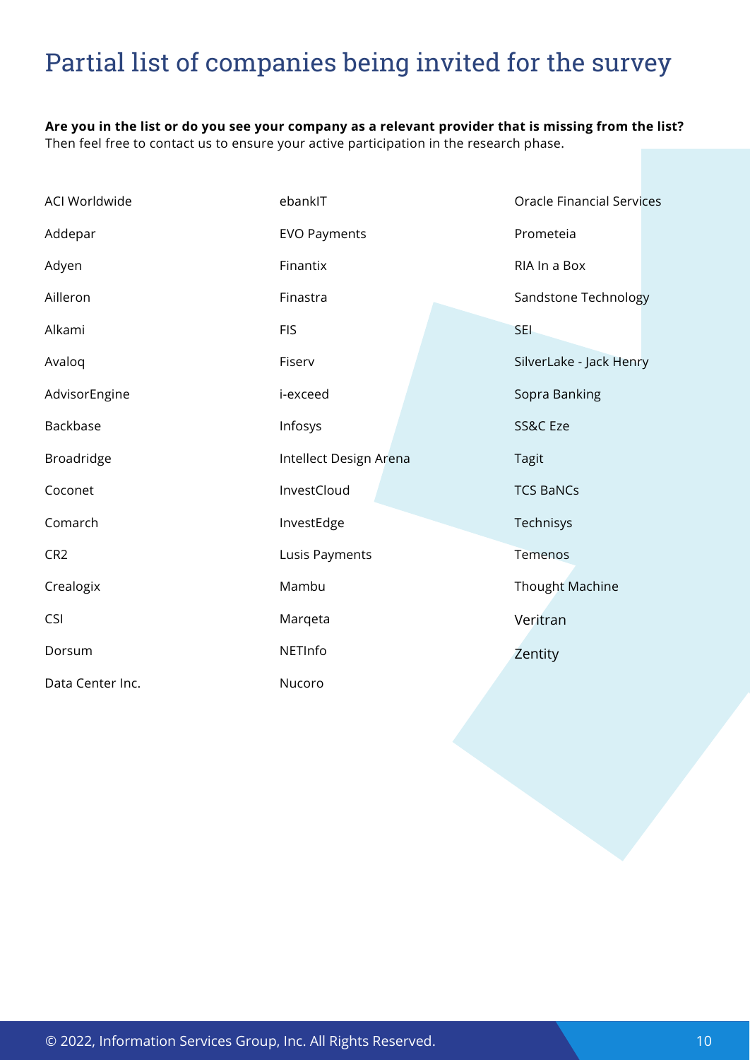# Partial list of companies being invited for the survey

**Are you in the list or do you see your company as a relevant provider that is missing from the list?**
Then feel free to contact us to ensure your active participation in the research phase.

- ACI Worldwide
- Addepar
- Adyen
- Ailleron
- Alkami
- Avaloq
- AdvisorEngine
- Backbase
- Broadridge
- Coconet
- Comarch
- CR2
- Crealogix
- CSI
- Dorsum
- Data Center Inc.
- ebankIT
- EVO Payments
- Finantix
- Finastra
- FIS
- Fiserv
- i-exceed
- Infosys
- Intellect Design Arena
- InvestCloud
- InvestEdge
- Lusis Payments
- Mambu
- Marqeta
- NETInfo
- Nucoro
- Oracle Financial Services
- Prometeia
- RIA In a Box
- Sandstone Technology
- SEI
- SilverLake - Jack Henry
- Sopra Banking
- SS&C Eze
- Tagit
- TCS BaNCs
- Technisys
- Temenos
- Thought Machine
- Veritran
- Zentity

© 2022, Information Services Group, Inc. All Rights Reserved.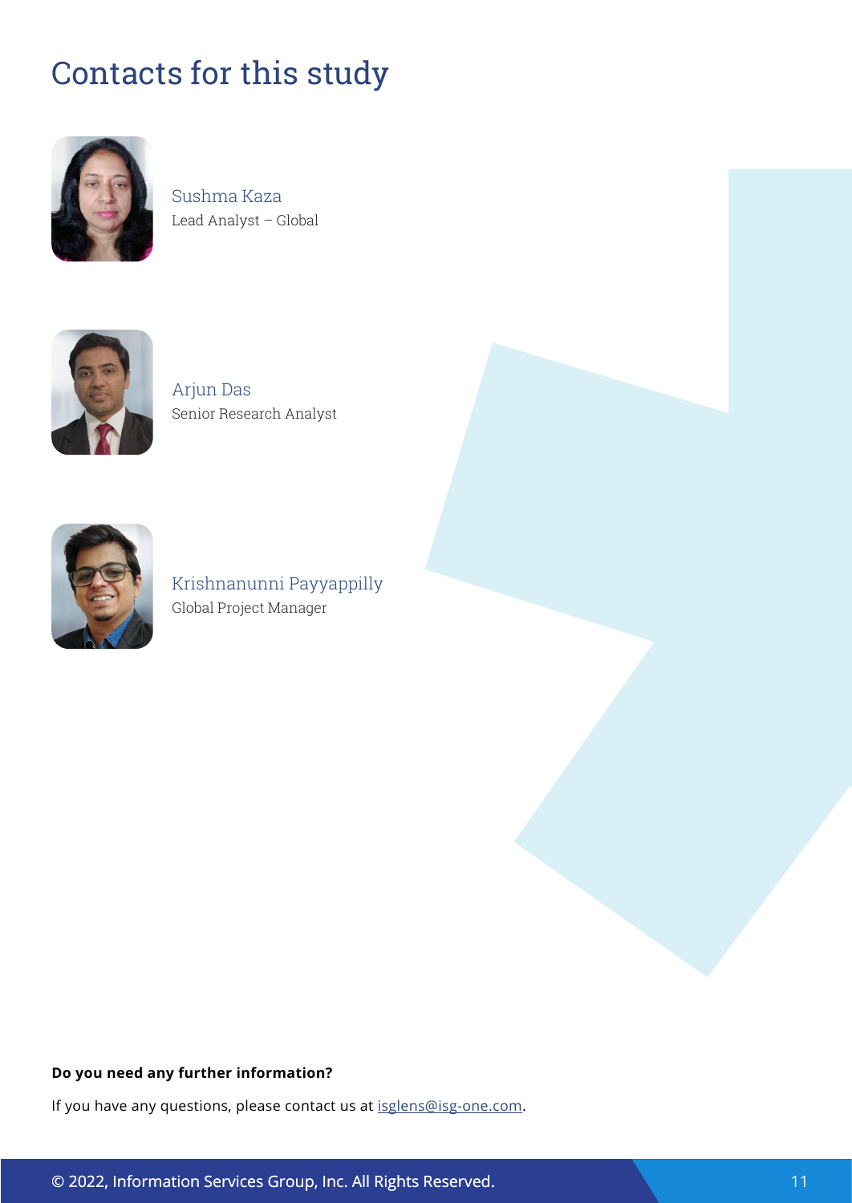# Contacts for this study

Sushma Kaza
Lead Analyst – Global

Arjun Das
Senior Research Analyst

Krishnanunni Payyappilly
Global Project Manager

**Do you need any further information?**

If you have any questions, please contact us at isglens@isg-one.com.

© 2022, Information Services Group, Inc. All Rights Reserved.